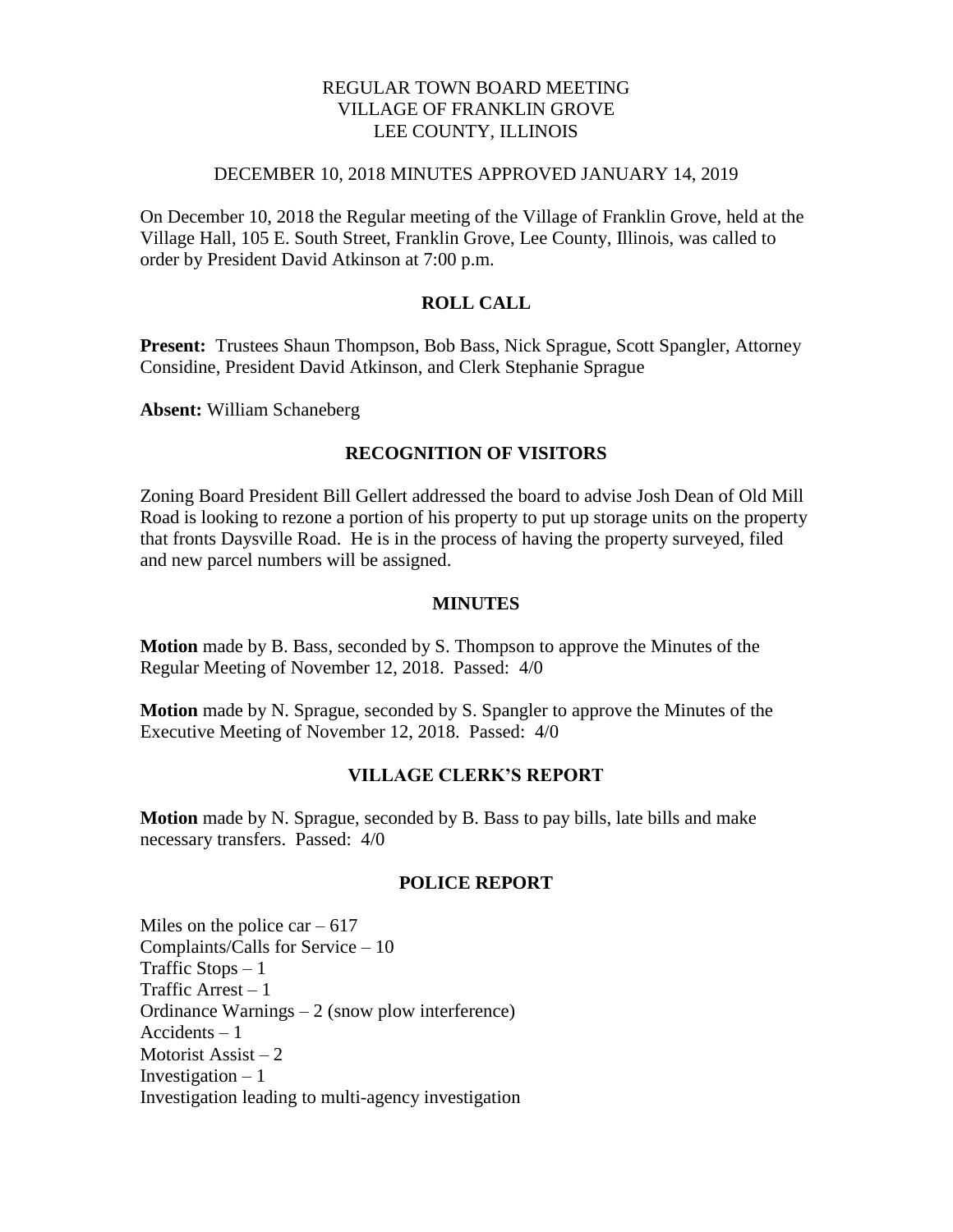REGULAR TOWN BOARD MEETING
VILLAGE OF FRANKLIN GROVE
LEE COUNTY, ILLINOIS

DECEMBER 10, 2018 MINUTES APPROVED JANUARY 14, 2019

On December 10, 2018 the Regular meeting of the Village of Franklin Grove, held at the Village Hall, 105 E. South Street, Franklin Grove, Lee County, Illinois, was called to order by President David Atkinson at 7:00 p.m.

## ROLL CALL

**Present:** Trustees Shaun Thompson, Bob Bass, Nick Sprague, Scott Spangler, Attorney Considine, President David Atkinson, and Clerk Stephanie Sprague

**Absent:** William Schaneberg

## RECOGNITION OF VISITORS

Zoning Board President Bill Gellert addressed the board to advise Josh Dean of Old Mill Road is looking to rezone a portion of his property to put up storage units on the property that fronts Daysville Road. He is in the process of having the property surveyed, filed and new parcel numbers will be assigned.

## MINUTES

**Motion** made by B. Bass, seconded by S. Thompson to approve the Minutes of the Regular Meeting of November 12, 2018. Passed: 4/0

**Motion** made by N. Sprague, seconded by S. Spangler to approve the Minutes of the Executive Meeting of November 12, 2018. Passed: 4/0

## VILLAGE CLERK'S REPORT

**Motion** made by N. Sprague, seconded by B. Bass to pay bills, late bills and make necessary transfers. Passed: 4/0

## POLICE REPORT

Miles on the police car – 617
Complaints/Calls for Service – 10
Traffic Stops – 1
Traffic Arrest – 1
Ordinance Warnings – 2 (snow plow interference)
Accidents – 1
Motorist Assist – 2
Investigation – 1
Investigation leading to multi-agency investigation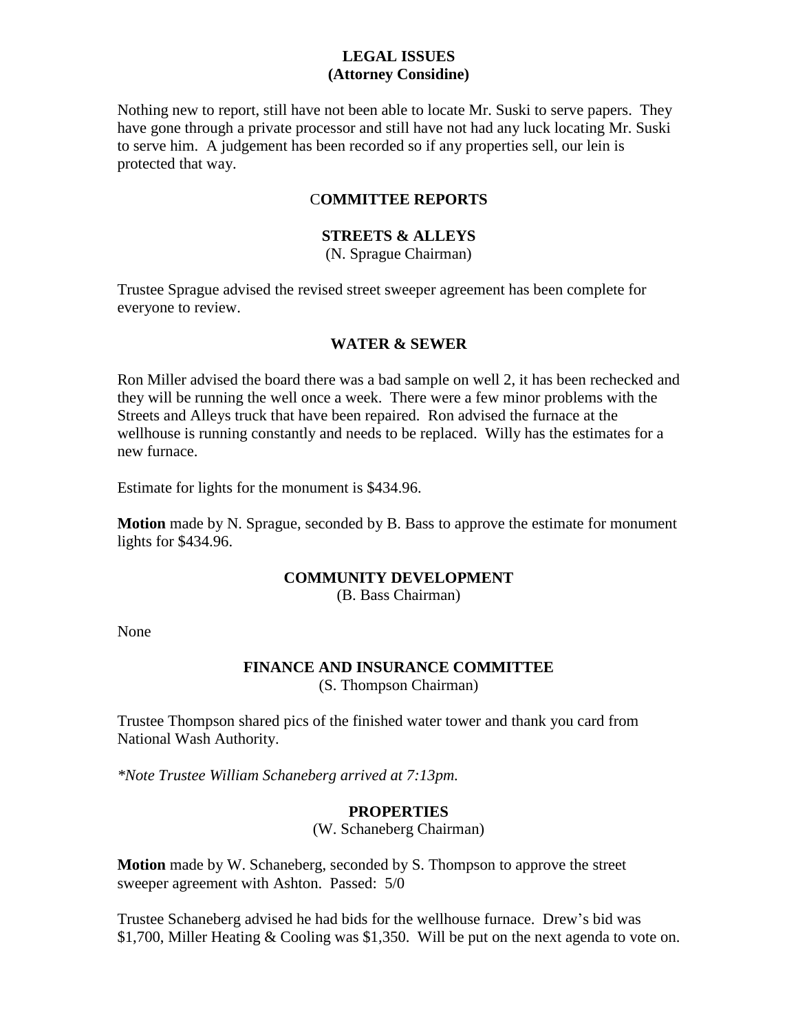**LEGAL ISSUES**
**(Attorney Considine)**

Nothing new to report, still have not been able to locate Mr. Suski to serve papers. They have gone through a private processor and still have not had any luck locating Mr. Suski to serve him. A judgement has been recorded so if any properties sell, our lein is protected that way.

## COMMITTEE REPORTS

**STREETS & ALLEYS**
(N. Sprague Chairman)

Trustee Sprague advised the revised street sweeper agreement has been complete for everyone to review.

**WATER & SEWER**

Ron Miller advised the board there was a bad sample on well 2, it has been rechecked and they will be running the well once a week. There were a few minor problems with the Streets and Alleys truck that have been repaired. Ron advised the furnace at the wellhouse is running constantly and needs to be replaced. Willy has the estimates for a new furnace.

Estimate for lights for the monument is $434.96.

**Motion** made by N. Sprague, seconded by B. Bass to approve the estimate for monument lights for $434.96.

**COMMUNITY DEVELOPMENT**
(B. Bass Chairman)

None

**FINANCE AND INSURANCE COMMITTEE**
(S. Thompson Chairman)

Trustee Thompson shared pics of the finished water tower and thank you card from National Wash Authority.

*\*Note Trustee William Schaneberg arrived at 7:13pm.*

**PROPERTIES**
(W. Schaneberg Chairman)

**Motion** made by W. Schaneberg, seconded by S. Thompson to approve the street sweeper agreement with Ashton. Passed: 5/0

Trustee Schaneberg advised he had bids for the wellhouse furnace. Drew's bid was $1,700, Miller Heating & Cooling was $1,350. Will be put on the next agenda to vote on.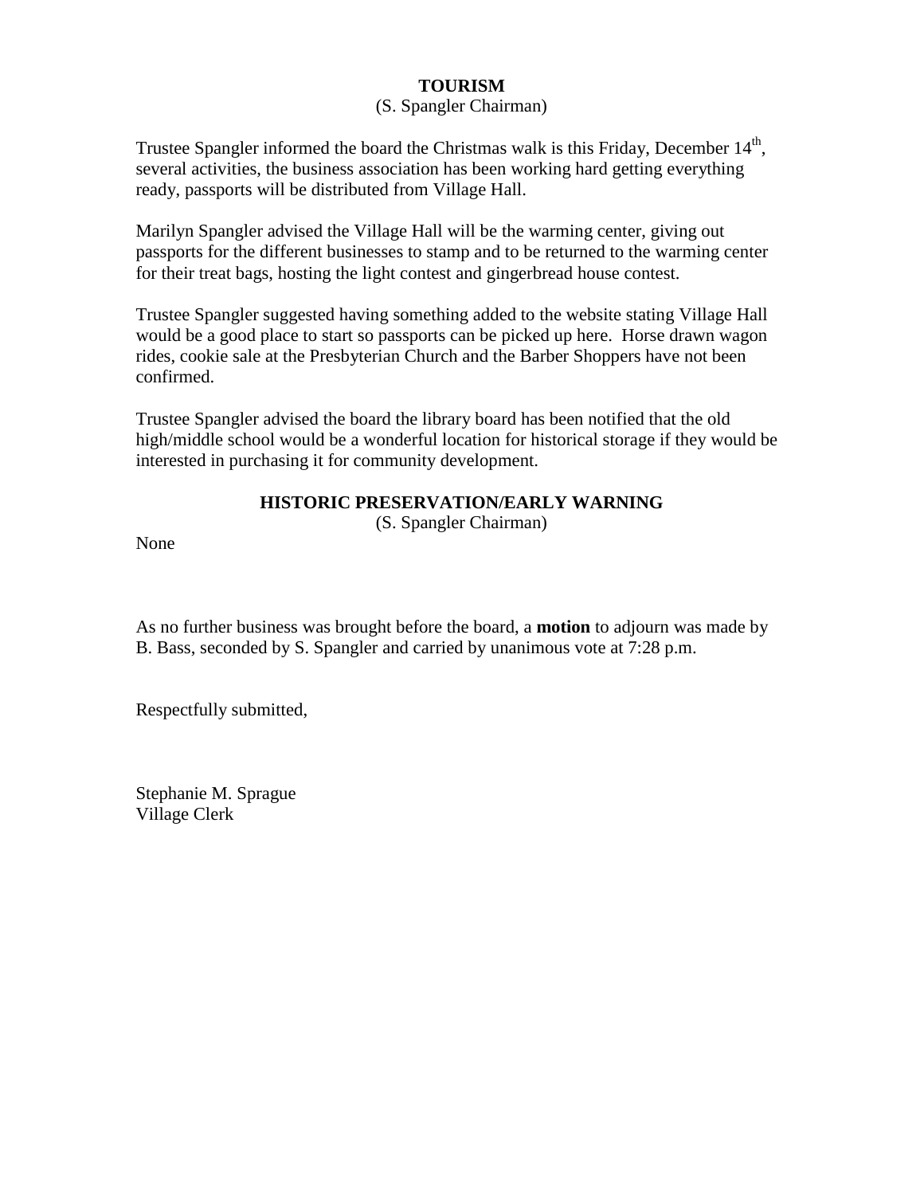## TOURISM

(S. Spangler Chairman)

Trustee Spangler informed the board the Christmas walk is this Friday, December 14th, several activities, the business association has been working hard getting everything ready, passports will be distributed from Village Hall.

Marilyn Spangler advised the Village Hall will be the warming center, giving out passports for the different businesses to stamp and to be returned to the warming center for their treat bags, hosting the light contest and gingerbread house contest.

Trustee Spangler suggested having something added to the website stating Village Hall would be a good place to start so passports can be picked up here. Horse drawn wagon rides, cookie sale at the Presbyterian Church and the Barber Shoppers have not been confirmed.

Trustee Spangler advised the board the library board has been notified that the old high/middle school would be a wonderful location for historical storage if they would be interested in purchasing it for community development.

## HISTORIC PRESERVATION/EARLY WARNING

(S. Spangler Chairman)

None

As no further business was brought before the board, a **motion** to adjourn was made by B. Bass, seconded by S. Spangler and carried by unanimous vote at 7:28 p.m.

Respectfully submitted,

Stephanie M. Sprague
Village Clerk